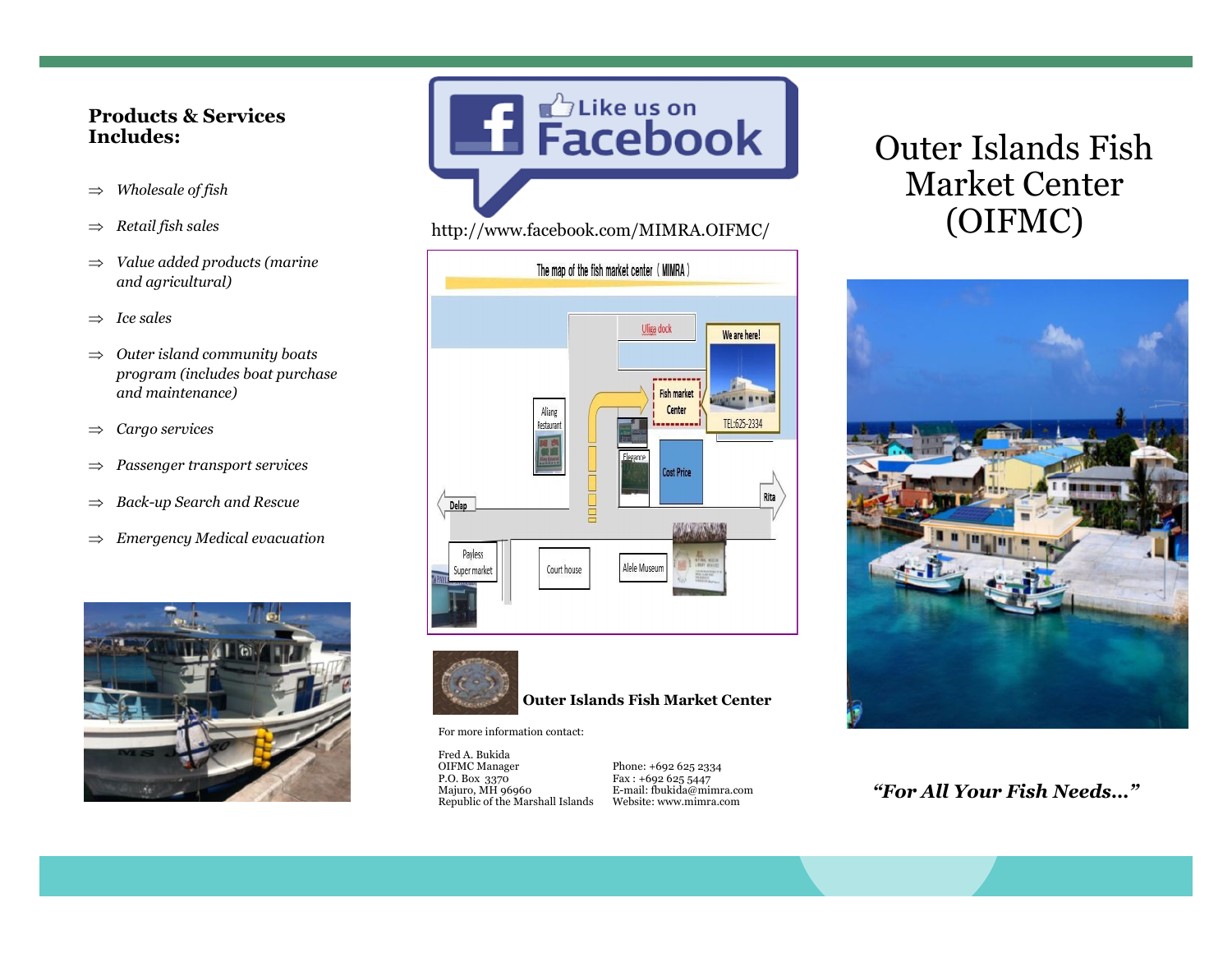# Outer Islands Fish Market Center (OIFMC)

*"For All Your Fish Needs..."*

**Products & Services Includes:**

- ⇒ *Wholesale of fish*
- ⇒ *Retail fish sales*
- ⇒ *Value added products (marine and agricultural)*
- ⇒ *Ice sales*
- ⇒ *Outer island community boats program (includes boat purchase and maintenance)*
- ⇒ *Cargo services*
- ⇒ *Passenger transport services*
- ⇒ *Back-up Search and Rescue*
- ⇒ *Emergency Medical evacuation*

Like us on Facebook

http://www.facebook.com/MIMRA.OIFMC/

The map of the fish market center (MIMRA)

**Outer Islands Fish Market Center**

For more information contact:

Fred A. Bukida
OIFMC Manager
P.O. Box 3370
Majuro, MH 96960
Republic of the Marshall Islands

Phone: +692 625 2334
Fax : +692 625 5447
E-mail: fbukida@mimra.com
Website: www.mimra.com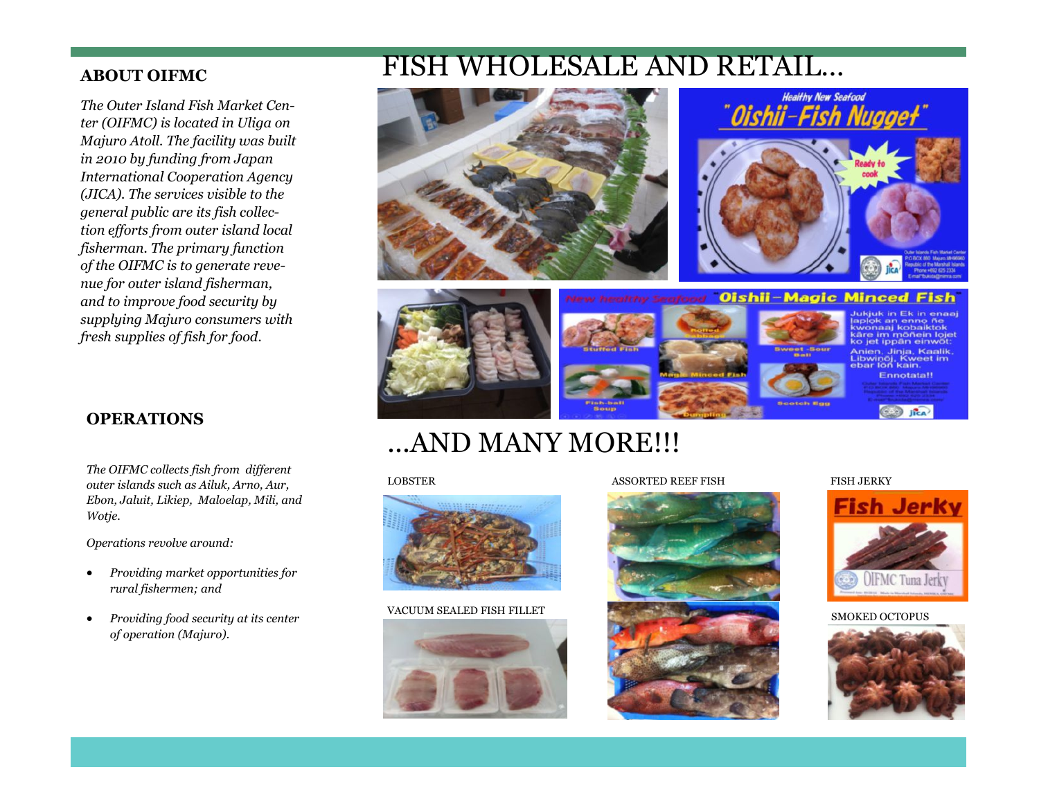## ABOUT OIFMC

*The Outer Island Fish Market Center (OIFMC) is located in Uliga on Majuro Atoll. The facility was built in 2010 by funding from Japan International Cooperation Agency (JICA). The services visible to the general public are its fish collection efforts from outer island local fisherman. The primary function of the OIFMC is to generate revenue for outer island fisherman, and to improve food security by supplying Majuro consumers with fresh supplies of fish for food.*

## OPERATIONS

*The OIFMC collects fish from different outer islands such as Ailuk, Arno, Aur, Ebon, Jaluit, Likiep, Maloelap, Mili, and Wotje.*

*Operations revolve around:*

- *Providing market opportunities for rural fishermen; and*
- *Providing food security at its center of operation (Majuro).*

# FISH WHOLESALE AND RETAIL...

# ...AND MANY MORE!!!

LOBSTER

VACUUM SEALED FISH FILLET

ASSORTED REEF FISH

FISH JERKY

SMOKED OCTOPUS